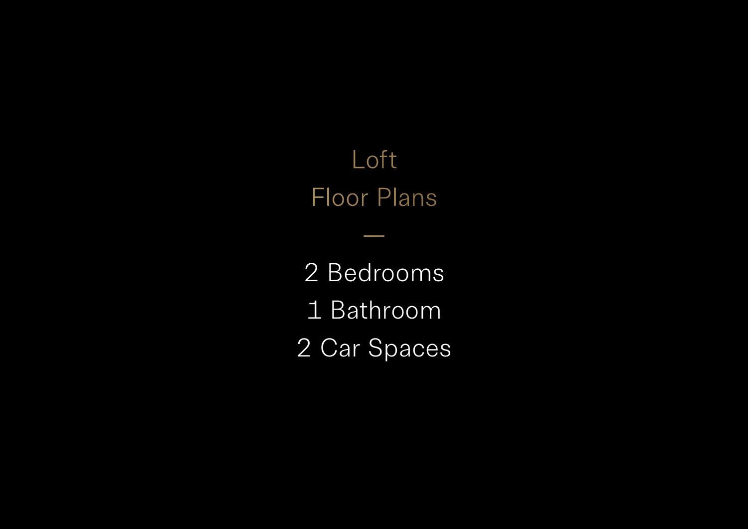# Loft
# Floor Plans

—

2 Bedrooms
1 Bathroom
2 Car Spaces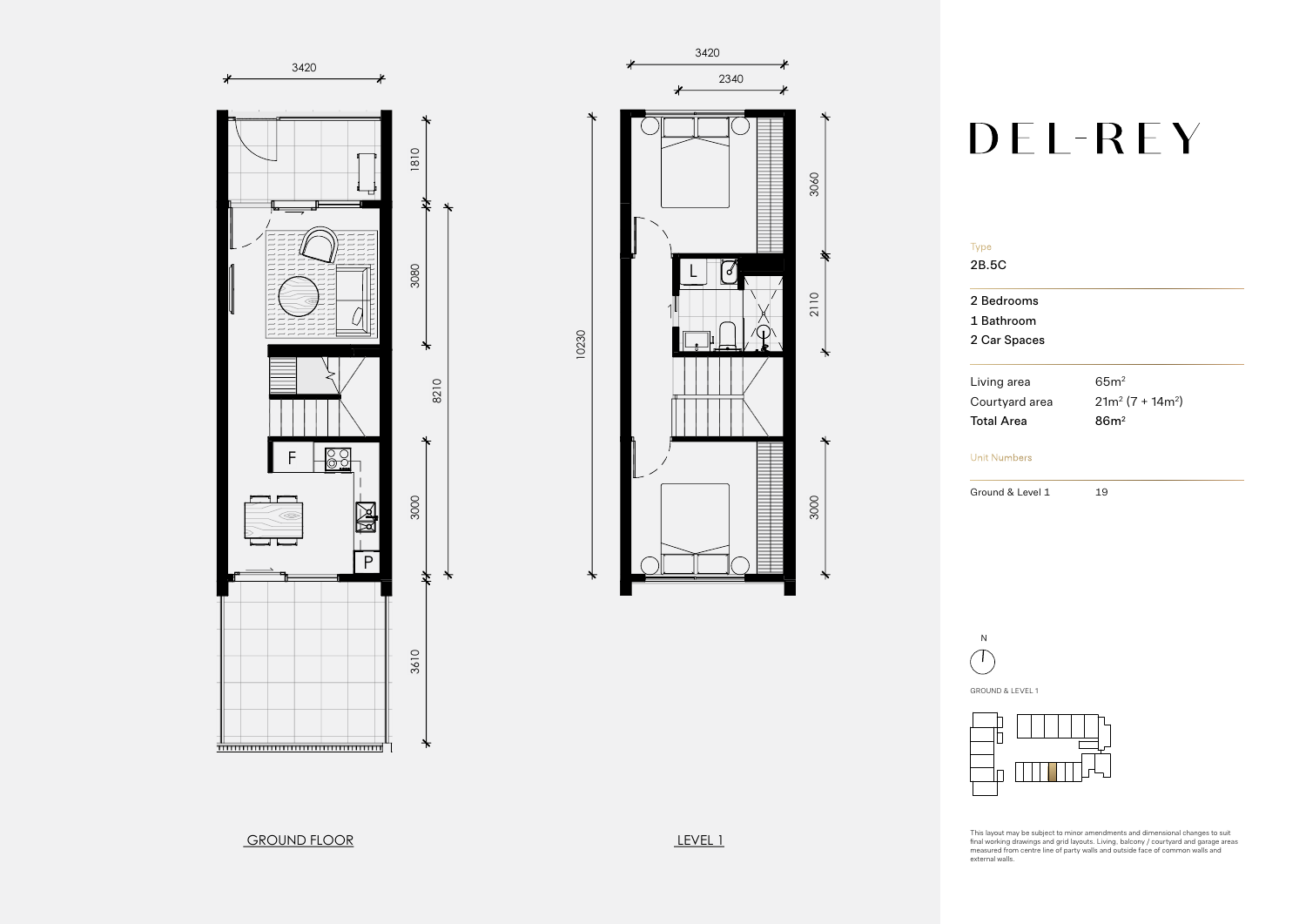# DEL-REY

Type

2B.5C

2 Bedrooms
1 Bathroom
2 Car Spaces

| | |
|---|---|
| Living area | 65m$^2$ |
| Courtyard area | 21m$^2$ (7 + 14m$^2$) |
| **Total Area** | **86m$^2$** |

Unit Numbers

| | |
|---|---|
| Ground & Level 1 | 19 |

N

GROUND & LEVEL 1

GROUND FLOOR

LEVEL 1

3420

1810

3080

8210

3000

3610

3420

2340

10230

3060

2110

3000

F

P

L

This layout may be subject to minor amendments and dimensional changes to suit final working drawings and grid layouts. Living, balcony / courtyard and garage areas measured from centre line of party walls and outside face of common walls and external walls.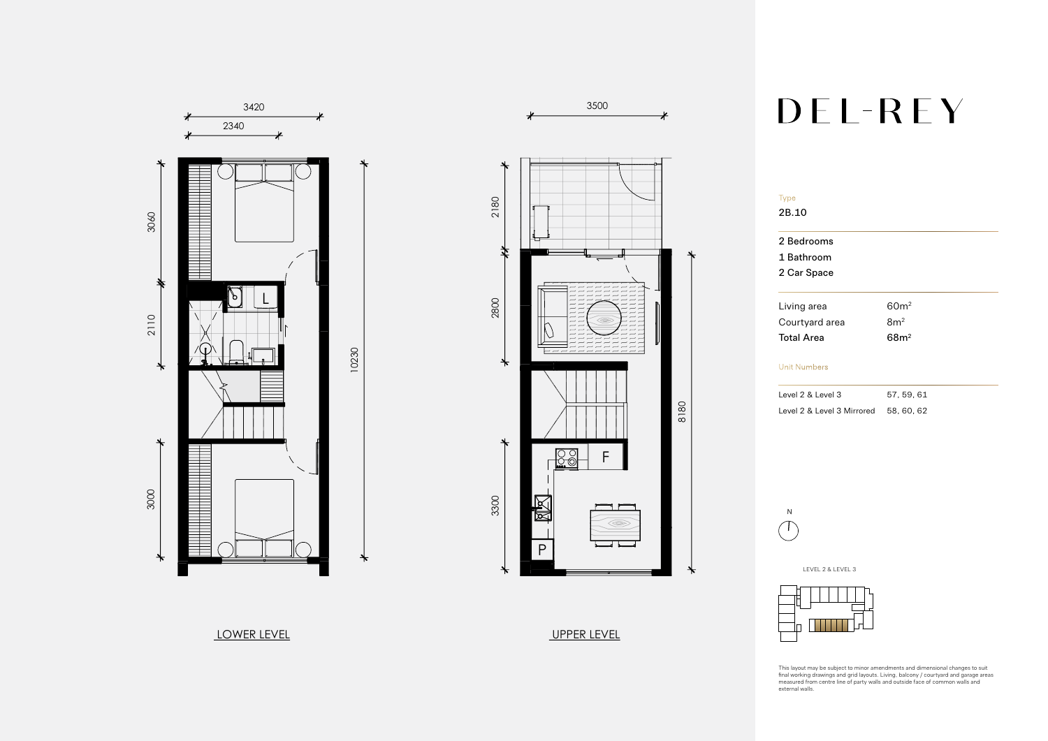LOWER LEVEL

3420
2340
3060
2110
3000
10230
L

UPPER LEVEL

3500
2180
2800
3300
8180
F
P

# DEL-REY

Type

2B.10

2 Bedrooms
1 Bathroom
2 Car Space

| | |
|---|---|
| Living area | 60m² |
| Courtyard area | 8m² |
| Total Area | 68m² |

Unit Numbers

| | |
|---|---|
| Level 2 & Level 3 | 57, 59, 61 |
| Level 2 & Level 3 Mirrored | 58, 60, 62 |

N

LEVEL 2 & LEVEL 3

This layout may be subject to minor amendments and dimensional changes to suit final working drawings and grid layouts. Living, balcony / courtyard and garage areas measured from centre line of party walls and outside face of common walls and external walls.